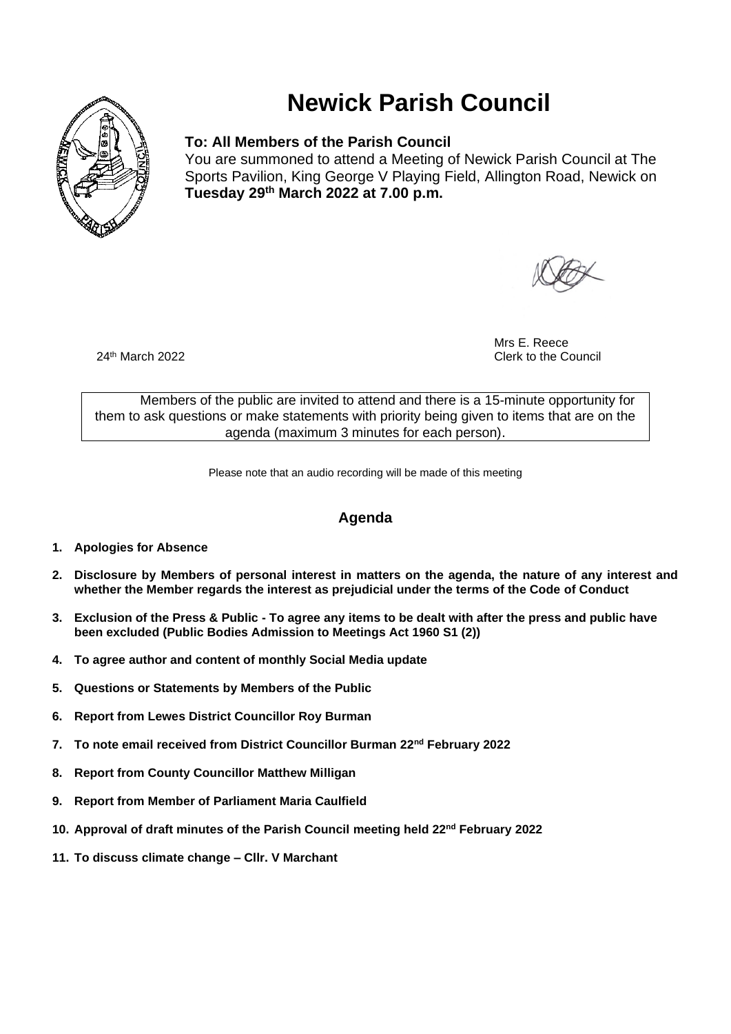# Newick Parish Council

**To: All Members of the Parish Council**

You are summoned to attend a Meeting of Newick Parish Council at The Sports Pavilion, King George V Playing Field, Allington Road, Newick on **Tuesday 29th March 2022 at 7.00 p.m.**

Mrs E. Reece
Clerk to the Council

24th March 2022

Members of the public are invited to attend and there is a 15-minute opportunity for them to ask questions or make statements with priority being given to items that are on the agenda (maximum 3 minutes for each person).

Please note that an audio recording will be made of this meeting

## Agenda

1. **Apologies for Absence**
2. **Disclosure by Members of personal interest in matters on the agenda, the nature of any interest and whether the Member regards the interest as prejudicial under the terms of the Code of Conduct**
3. **Exclusion of the Press & Public - To agree any items to be dealt with after the press and public have been excluded (Public Bodies Admission to Meetings Act 1960 S1 (2))**
4. **To agree author and content of monthly Social Media update**
5. **Questions or Statements by Members of the Public**
6. **Report from Lewes District Councillor Roy Burman**
7. **To note email received from District Councillor Burman 22nd February 2022**
8. **Report from County Councillor Matthew Milligan**
9. **Report from Member of Parliament Maria Caulfield**
10. **Approval of draft minutes of the Parish Council meeting held 22nd February 2022**
11. **To discuss climate change – Cllr. V Marchant**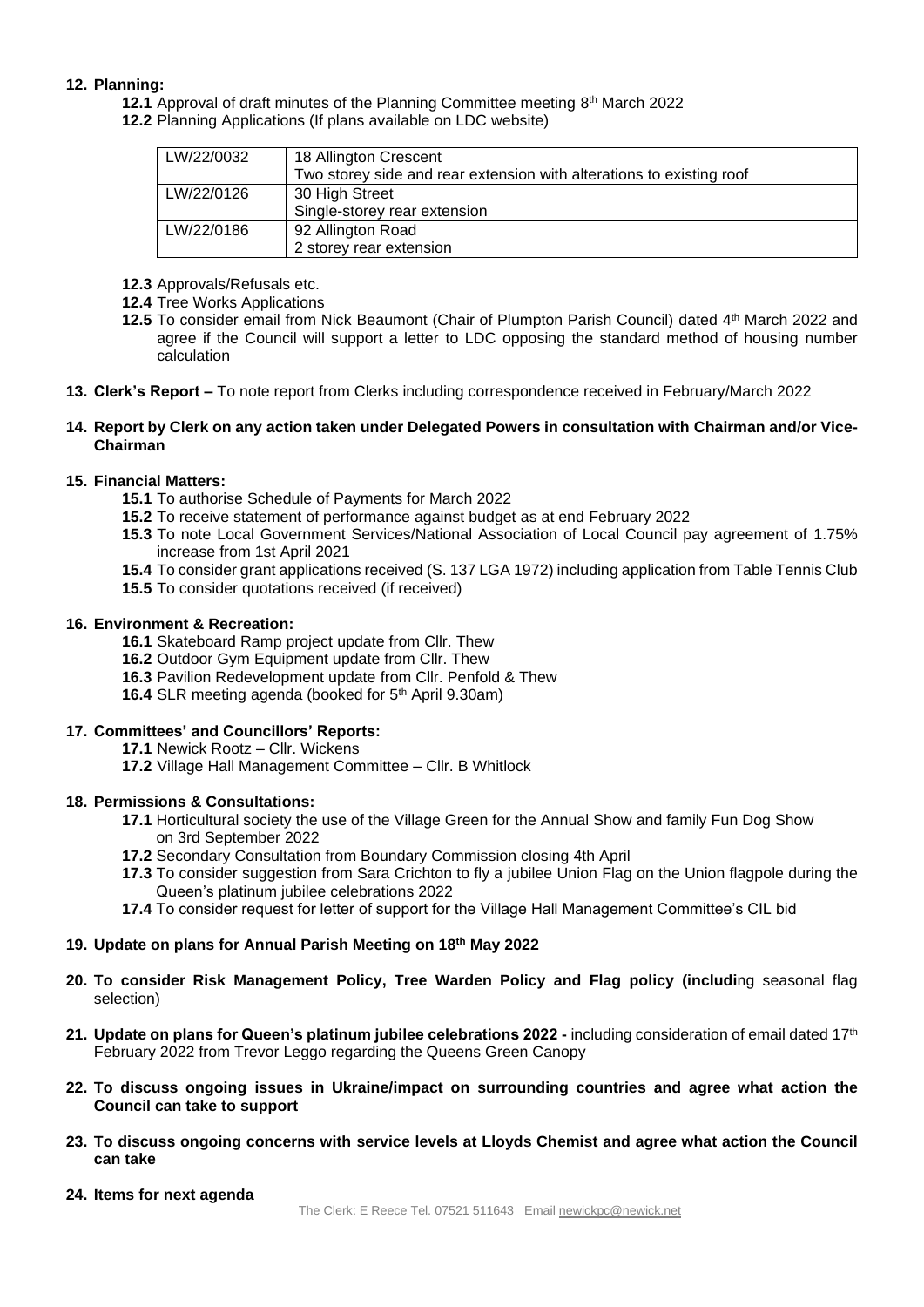**12. Planning:**

**12.1** Approval of draft minutes of the Planning Committee meeting 8th March 2022

**12.2** Planning Applications (If plans available on LDC website)

| | |
|---|---|
| LW/22/0032 | 18 Allington Crescent<br>Two storey side and rear extension with alterations to existing roof |
| LW/22/0126 | 30 High Street<br>Single-storey rear extension |
| LW/22/0186 | 92 Allington Road<br>2 storey rear extension |

**12.3** Approvals/Refusals etc.

**12.4** Tree Works Applications

**12.5** To consider email from Nick Beaumont (Chair of Plumpton Parish Council) dated 4th March 2022 and agree if the Council will support a letter to LDC opposing the standard method of housing number calculation

**13. Clerk's Report –** To note report from Clerks including correspondence received in February/March 2022

**14. Report by Clerk on any action taken under Delegated Powers in consultation with Chairman and/or Vice-Chairman**

**15. Financial Matters:**

**15.1** To authorise Schedule of Payments for March 2022

**15.2** To receive statement of performance against budget as at end February 2022

**15.3** To note Local Government Services/National Association of Local Council pay agreement of 1.75% increase from 1st April 2021

**15.4** To consider grant applications received (S. 137 LGA 1972) including application from Table Tennis Club

**15.5** To consider quotations received (if received)

**16. Environment & Recreation:**

**16.1** Skateboard Ramp project update from Cllr. Thew

**16.2** Outdoor Gym Equipment update from Cllr. Thew

**16.3** Pavilion Redevelopment update from Cllr. Penfold & Thew

**16.4** SLR meeting agenda (booked for 5th April 9.30am)

**17. Committees' and Councillors' Reports:**

**17.1** Newick Rootz – Cllr. Wickens

**17.2** Village Hall Management Committee – Cllr. B Whitlock

**18. Permissions & Consultations:**

**17.1** Horticultural society the use of the Village Green for the Annual Show and family Fun Dog Show on 3rd September 2022

**17.2** Secondary Consultation from Boundary Commission closing 4th April

**17.3** To consider suggestion from Sara Crichton to fly a jubilee Union Flag on the Union flagpole during the Queen's platinum jubilee celebrations 2022

**17.4** To consider request for letter of support for the Village Hall Management Committee's CIL bid

**19. Update on plans for Annual Parish Meeting on 18th May 2022**

**20. To consider Risk Management Policy, Tree Warden Policy and Flag policy (includi**ng seasonal flag selection)

**21. Update on plans for Queen's platinum jubilee celebrations 2022 -** including consideration of email dated 17th February 2022 from Trevor Leggo regarding the Queens Green Canopy

**22. To discuss ongoing issues in Ukraine/impact on surrounding countries and agree what action the Council can take to support**

**23. To discuss ongoing concerns with service levels at Lloyds Chemist and agree what action the Council can take**

**24. Items for next agenda**

The Clerk: E Reece Tel. 07521 511643 Email newickpc@newick.net